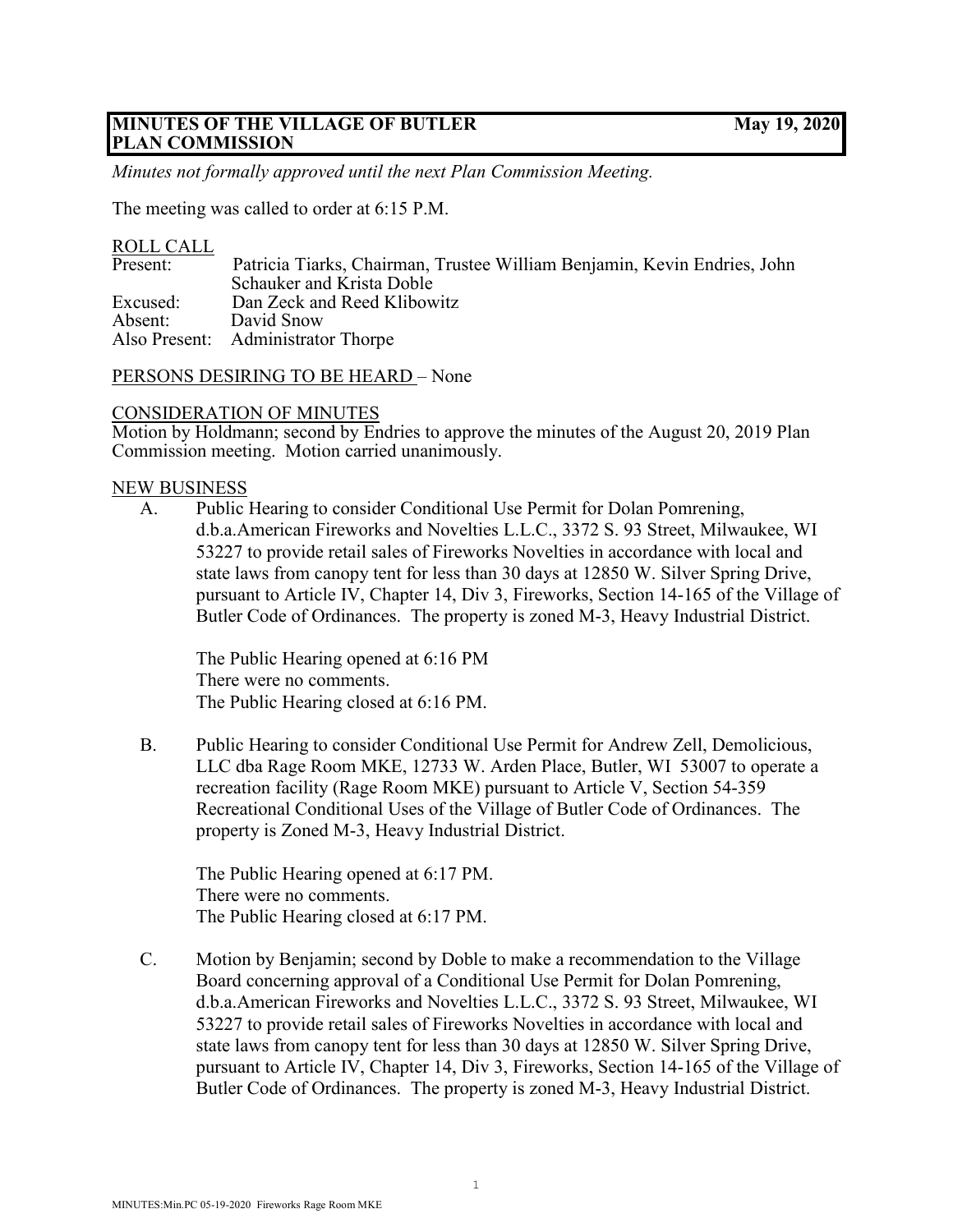**MINUTES OF THE VILLAGE OF BUTLER PLAN COMMISSION** **May 19, 2020**

*Minutes not formally approved until the next Plan Commission Meeting.*

The meeting was called to order at 6:15 P.M.

ROLL CALL

Present: Patricia Tiarks, Chairman, Trustee William Benjamin, Kevin Endries, John Schauker and Krista Doble
Excused: Dan Zeck and Reed Klibowitz
Absent: David Snow
Also Present: Administrator Thorpe

PERSONS DESIRING TO BE HEARD – None

CONSIDERATION OF MINUTES

Motion by Holdmann; second by Endries to approve the minutes of the August 20, 2019 Plan Commission meeting. Motion carried unanimously.

NEW BUSINESS

A. Public Hearing to consider Conditional Use Permit for Dolan Pomrening, d.b.a.American Fireworks and Novelties L.L.C., 3372 S. 93 Street, Milwaukee, WI 53227 to provide retail sales of Fireworks Novelties in accordance with local and state laws from canopy tent for less than 30 days at 12850 W. Silver Spring Drive, pursuant to Article IV, Chapter 14, Div 3, Fireworks, Section 14-165 of the Village of Butler Code of Ordinances. The property is zoned M-3, Heavy Industrial District.

   The Public Hearing opened at 6:16 PM
   There were no comments.
   The Public Hearing closed at 6:16 PM.

B. Public Hearing to consider Conditional Use Permit for Andrew Zell, Demolicious, LLC dba Rage Room MKE, 12733 W. Arden Place, Butler, WI 53007 to operate a recreation facility (Rage Room MKE) pursuant to Article V, Section 54-359 Recreational Conditional Uses of the Village of Butler Code of Ordinances. The property is Zoned M-3, Heavy Industrial District.

   The Public Hearing opened at 6:17 PM.
   There were no comments.
   The Public Hearing closed at 6:17 PM.

C. Motion by Benjamin; second by Doble to make a recommendation to the Village Board concerning approval of a Conditional Use Permit for Dolan Pomrening, d.b.a.American Fireworks and Novelties L.L.C., 3372 S. 93 Street, Milwaukee, WI 53227 to provide retail sales of Fireworks Novelties in accordance with local and state laws from canopy tent for less than 30 days at 12850 W. Silver Spring Drive, pursuant to Article IV, Chapter 14, Div 3, Fireworks, Section 14-165 of the Village of Butler Code of Ordinances. The property is zoned M-3, Heavy Industrial District.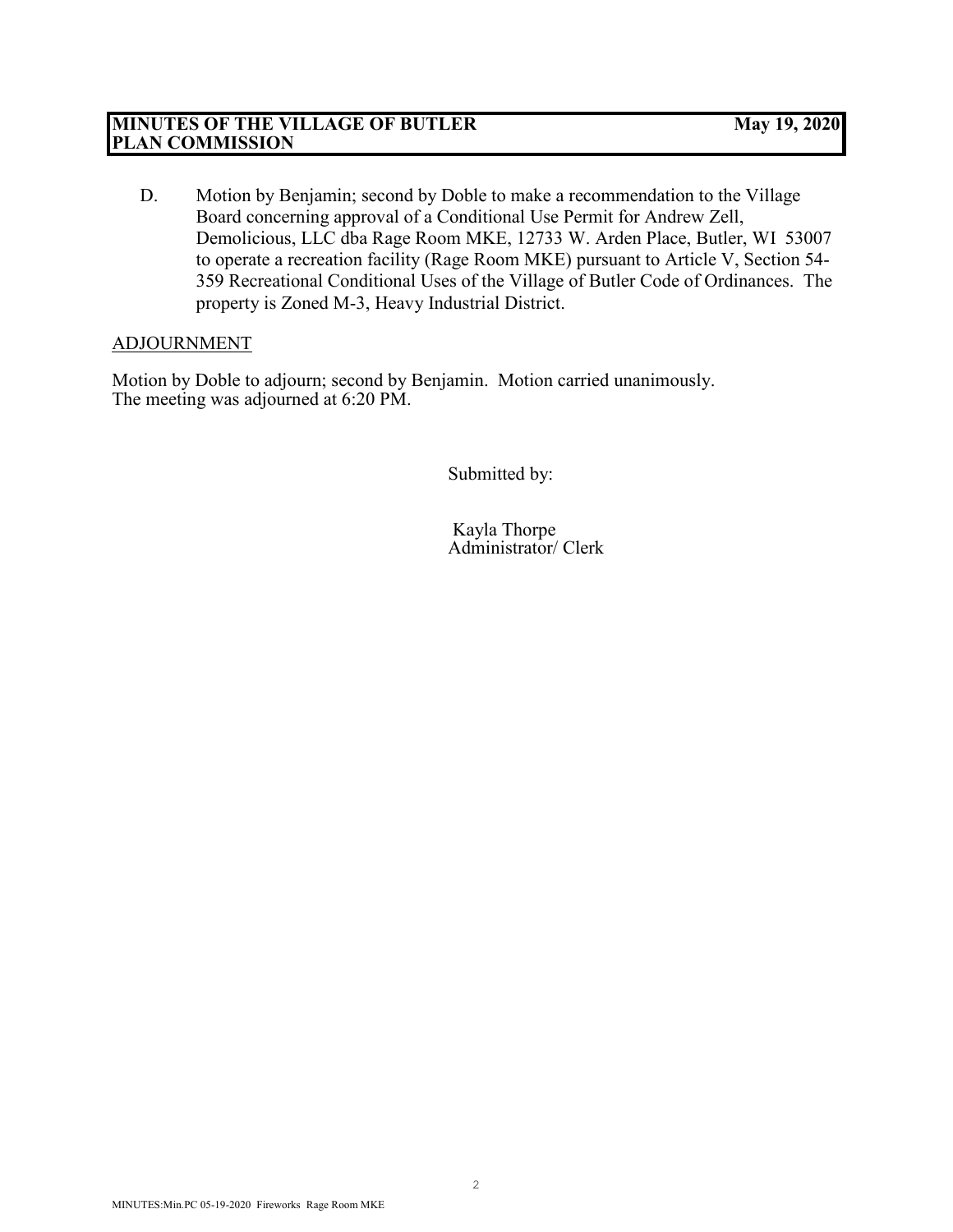D. Motion by Benjamin; second by Doble to make a recommendation to the Village Board concerning approval of a Conditional Use Permit for Andrew Zell, Demolicious, LLC dba Rage Room MKE, 12733 W. Arden Place, Butler, WI 53007 to operate a recreation facility (Rage Room MKE) pursuant to Article V, Section 54-359 Recreational Conditional Uses of the Village of Butler Code of Ordinances. The property is Zoned M-3, Heavy Industrial District.

ADJOURNMENT

Motion by Doble to adjourn; second by Benjamin. Motion carried unanimously.
The meeting was adjourned at 6:20 PM.

Submitted by:

Kayla Thorpe
Administrator/ Clerk

MINUTES:Min.PC 05-19-2020 Fireworks Rage Room MKE